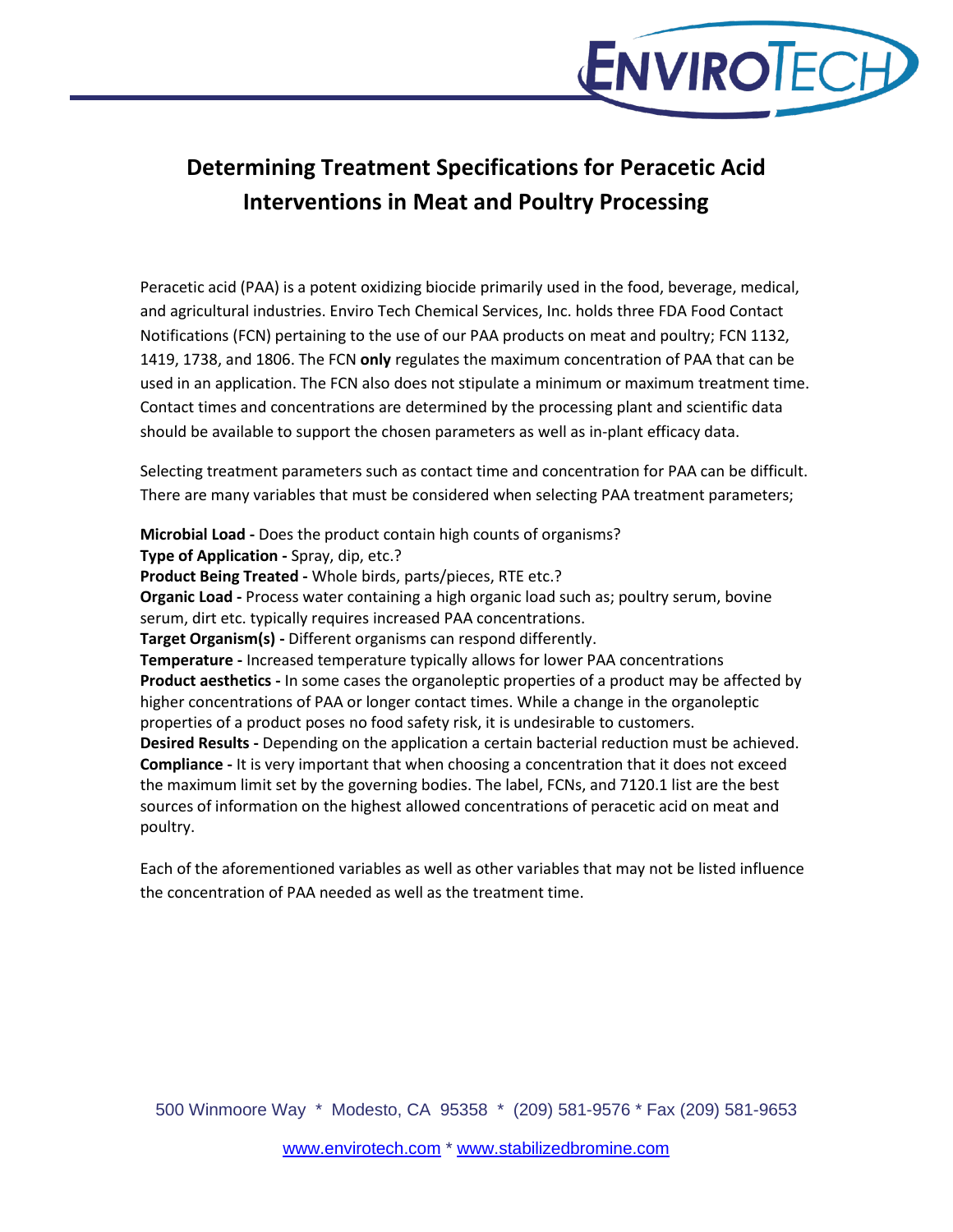# Determining Treatment Specifications for Peracetic Acid Interventions in Meat and Poultry Processing

Peracetic acid (PAA) is a potent oxidizing biocide primarily used in the food, beverage, medical, and agricultural industries. Enviro Tech Chemical Services, Inc. holds three FDA Food Contact Notifications (FCN) pertaining to the use of our PAA products on meat and poultry; FCN 1132, 1419, 1738, and 1806. The FCN **only** regulates the maximum concentration of PAA that can be used in an application. The FCN also does not stipulate a minimum or maximum treatment time. Contact times and concentrations are determined by the processing plant and scientific data should be available to support the chosen parameters as well as in-plant efficacy data.

Selecting treatment parameters such as contact time and concentration for PAA can be difficult. There are many variables that must be considered when selecting PAA treatment parameters;

**Microbial Load -** Does the product contain high counts of organisms?
**Type of Application -** Spray, dip, etc.?
**Product Being Treated -** Whole birds, parts/pieces, RTE etc.?
**Organic Load -** Process water containing a high organic load such as; poultry serum, bovine serum, dirt etc. typically requires increased PAA concentrations.
**Target Organism(s) -** Different organisms can respond differently.
**Temperature -** Increased temperature typically allows for lower PAA concentrations
**Product aesthetics -** In some cases the organoleptic properties of a product may be affected by higher concentrations of PAA or longer contact times. While a change in the organoleptic properties of a product poses no food safety risk, it is undesirable to customers.
**Desired Results -** Depending on the application a certain bacterial reduction must be achieved.
**Compliance -** It is very important that when choosing a concentration that it does not exceed the maximum limit set by the governing bodies. The label, FCNs, and 7120.1 list are the best sources of information on the highest allowed concentrations of peracetic acid on meat and poultry.

Each of the aforementioned variables as well as other variables that may not be listed influence the concentration of PAA needed as well as the treatment time.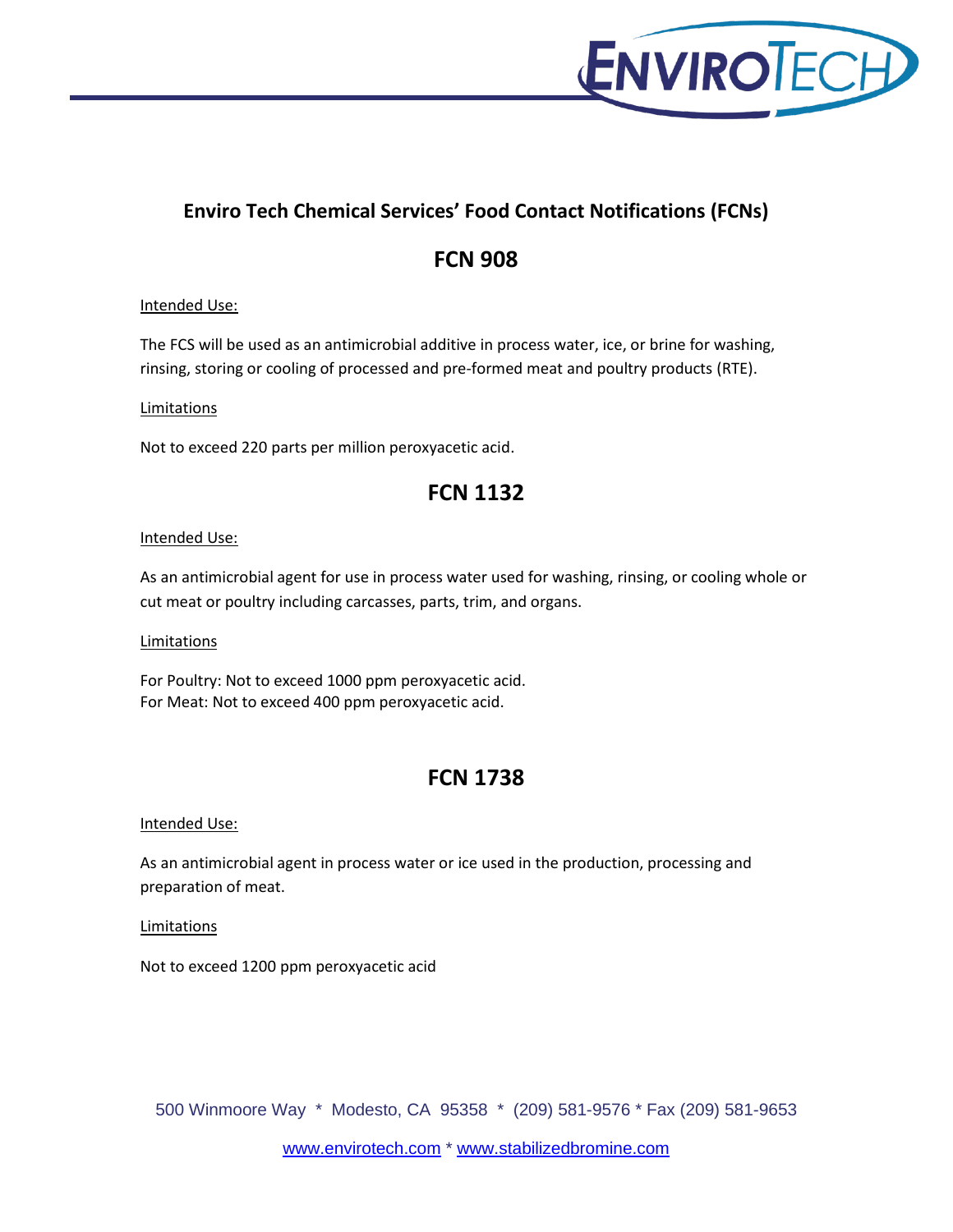## Enviro Tech Chemical Services' Food Contact Notifications (FCNs)

## FCN 908

Intended Use:

The FCS will be used as an antimicrobial additive in process water, ice, or brine for washing, rinsing, storing or cooling of processed and pre-formed meat and poultry products (RTE).

Limitations

Not to exceed 220 parts per million peroxyacetic acid.

## FCN 1132

Intended Use:

As an antimicrobial agent for use in process water used for washing, rinsing, or cooling whole or cut meat or poultry including carcasses, parts, trim, and organs.

Limitations

For Poultry: Not to exceed 1000 ppm peroxyacetic acid.
For Meat: Not to exceed 400 ppm peroxyacetic acid.

## FCN 1738

Intended Use:

As an antimicrobial agent in process water or ice used in the production, processing and preparation of meat.

Limitations

Not to exceed 1200 ppm peroxyacetic acid

500 Winmoore Way * Modesto, CA 95358 * (209) 581-9576 * Fax (209) 581-9653

www.envirotech.com * www.stabilizedbromine.com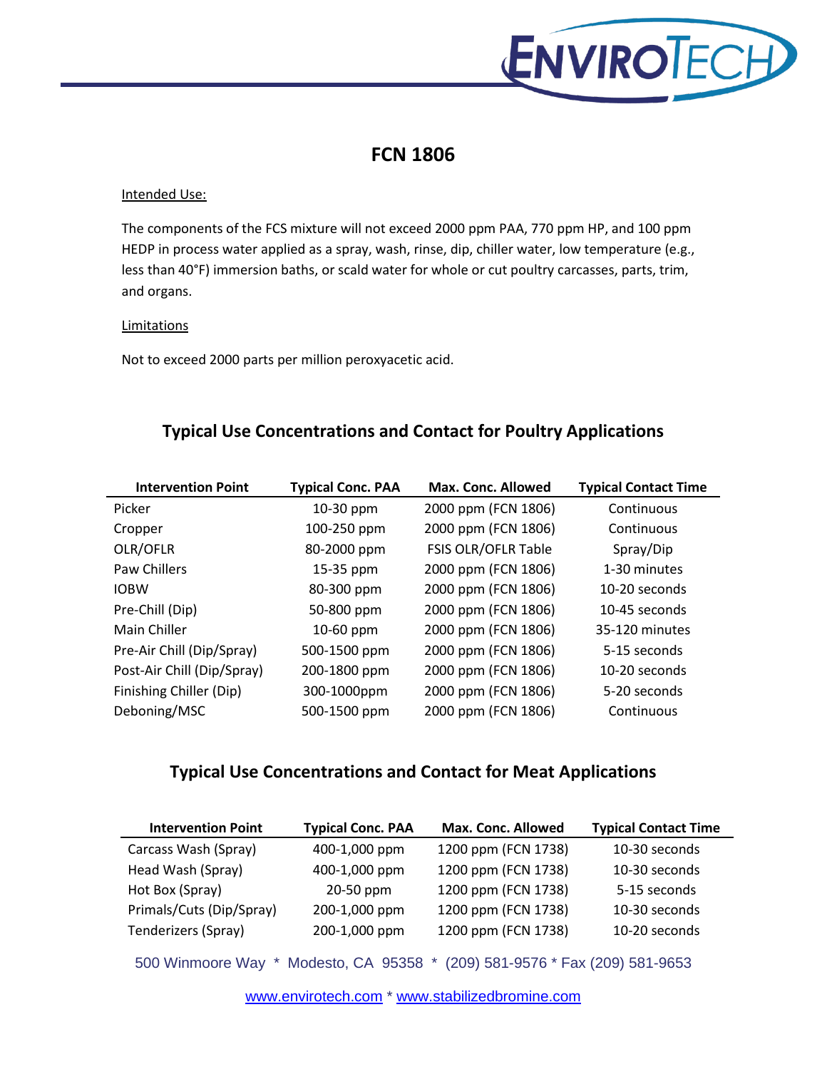# FCN 1806

Intended Use:

The components of the FCS mixture will not exceed 2000 ppm PAA, 770 ppm HP, and 100 ppm HEDP in process water applied as a spray, wash, rinse, dip, chiller water, low temperature (e.g., less than 40°F) immersion baths, or scald water for whole or cut poultry carcasses, parts, trim, and organs.

Limitations

Not to exceed 2000 parts per million peroxyacetic acid.

## Typical Use Concentrations and Contact for Poultry Applications

| Intervention Point | Typical Conc. PAA | Max. Conc. Allowed | Typical Contact Time |
|---|---|---|---|
| Picker | 10-30 ppm | 2000 ppm (FCN 1806) | Continuous |
| Cropper | 100-250 ppm | 2000 ppm (FCN 1806) | Continuous |
| OLR/OFLR | 80-2000 ppm | FSIS OLR/OFLR Table | Spray/Dip |
| Paw Chillers | 15-35 ppm | 2000 ppm (FCN 1806) | 1-30 minutes |
| IOBW | 80-300 ppm | 2000 ppm (FCN 1806) | 10-20 seconds |
| Pre-Chill (Dip) | 50-800 ppm | 2000 ppm (FCN 1806) | 10-45 seconds |
| Main Chiller | 10-60 ppm | 2000 ppm (FCN 1806) | 35-120 minutes |
| Pre-Air Chill (Dip/Spray) | 500-1500 ppm | 2000 ppm (FCN 1806) | 5-15 seconds |
| Post-Air Chill (Dip/Spray) | 200-1800 ppm | 2000 ppm (FCN 1806) | 10-20 seconds |
| Finishing Chiller (Dip) | 300-1000ppm | 2000 ppm (FCN 1806) | 5-20 seconds |
| Deboning/MSC | 500-1500 ppm | 2000 ppm (FCN 1806) | Continuous |

## Typical Use Concentrations and Contact for Meat Applications

| Intervention Point | Typical Conc. PAA | Max. Conc. Allowed | Typical Contact Time |
|---|---|---|---|
| Carcass Wash (Spray) | 400-1,000 ppm | 1200 ppm (FCN 1738) | 10-30 seconds |
| Head Wash (Spray) | 400-1,000 ppm | 1200 ppm (FCN 1738) | 10-30 seconds |
| Hot Box (Spray) | 20-50 ppm | 1200 ppm (FCN 1738) | 5-15 seconds |
| Primals/Cuts (Dip/Spray) | 200-1,000 ppm | 1200 ppm (FCN 1738) | 10-30 seconds |
| Tenderizers (Spray) | 200-1,000 ppm | 1200 ppm (FCN 1738) | 10-20 seconds |

500 Winmoore Way * Modesto, CA 95358 * (209) 581-9576 * Fax (209) 581-9653

www.envirotech.com * www.stabilizedbromine.com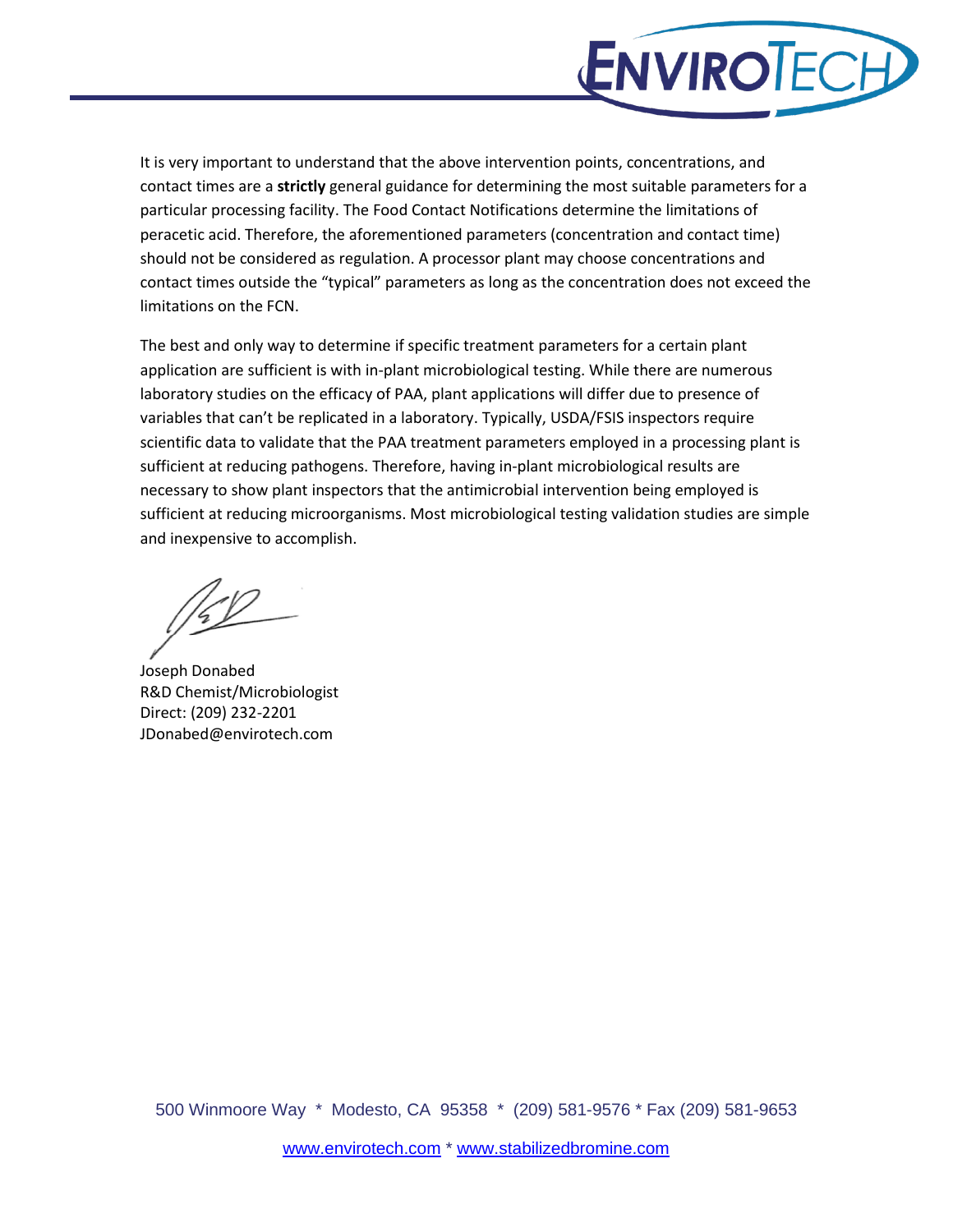It is very important to understand that the above intervention points, concentrations, and contact times are a **strictly** general guidance for determining the most suitable parameters for a particular processing facility. The Food Contact Notifications determine the limitations of peracetic acid. Therefore, the aforementioned parameters (concentration and contact time) should not be considered as regulation. A processor plant may choose concentrations and contact times outside the "typical" parameters as long as the concentration does not exceed the limitations on the FCN.

The best and only way to determine if specific treatment parameters for a certain plant application are sufficient is with in-plant microbiological testing. While there are numerous laboratory studies on the efficacy of PAA, plant applications will differ due to presence of variables that can't be replicated in a laboratory. Typically, USDA/FSIS inspectors require scientific data to validate that the PAA treatment parameters employed in a processing plant is sufficient at reducing pathogens. Therefore, having in-plant microbiological results are necessary to show plant inspectors that the antimicrobial intervention being employed is sufficient at reducing microorganisms. Most microbiological testing validation studies are simple and inexpensive to accomplish.

Joseph Donabed
R&D Chemist/Microbiologist
Direct: (209) 232-2201
JDonabed@envirotech.com